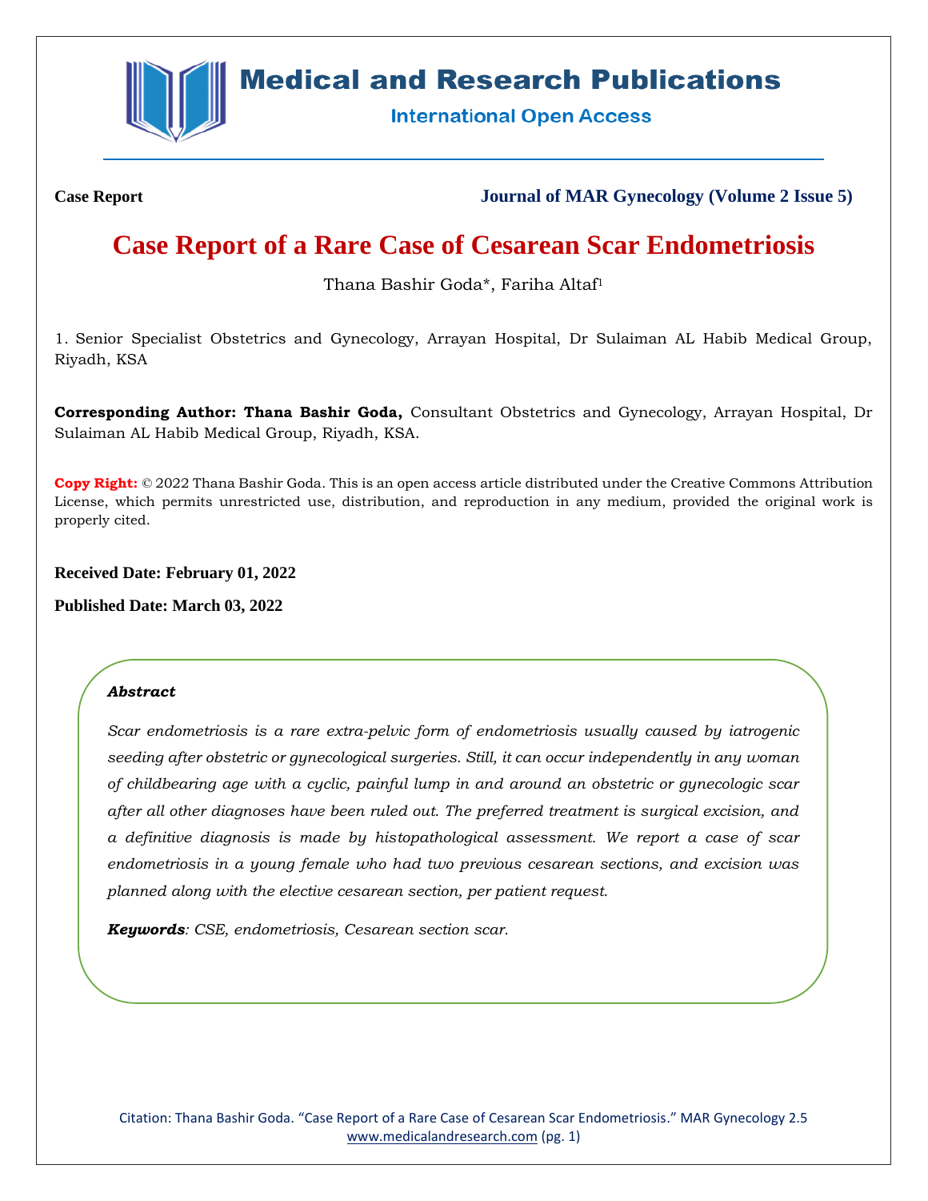**Case Report**

**Journal of MAR Gynecology (Volume 2 Issue 5)**

# Case Report of a Rare Case of Cesarean Scar Endometriosis

Thana Bashir Goda*, Fariha Altaf[1]

1. Senior Specialist Obstetrics and Gynecology, Arrayan Hospital, Dr Sulaiman AL Habib Medical Group, Riyadh, KSA

**Corresponding Author: Thana Bashir Goda,** Consultant Obstetrics and Gynecology, Arrayan Hospital, Dr Sulaiman AL Habib Medical Group, Riyadh, KSA.

**Copy Right:** © 2022 Thana Bashir Goda. This is an open access article distributed under the Creative Commons Attribution License, which permits unrestricted use, distribution, and reproduction in any medium, provided the original work is properly cited.

**Received Date: February 01, 2022**

**Published Date: March 03, 2022**

***Abstract***

*Scar endometriosis is a rare extra-pelvic form of endometriosis usually caused by iatrogenic seeding after obstetric or gynecological surgeries. Still, it can occur independently in any woman of childbearing age with a cyclic, painful lump in and around an obstetric or gynecologic scar after all other diagnoses have been ruled out. The preferred treatment is surgical excision, and a definitive diagnosis is made by histopathological assessment. We report a case of scar endometriosis in a young female who had two previous cesarean sections, and excision was planned along with the elective cesarean section, per patient request.*

***Keywords**: CSE, endometriosis, Cesarean section scar.*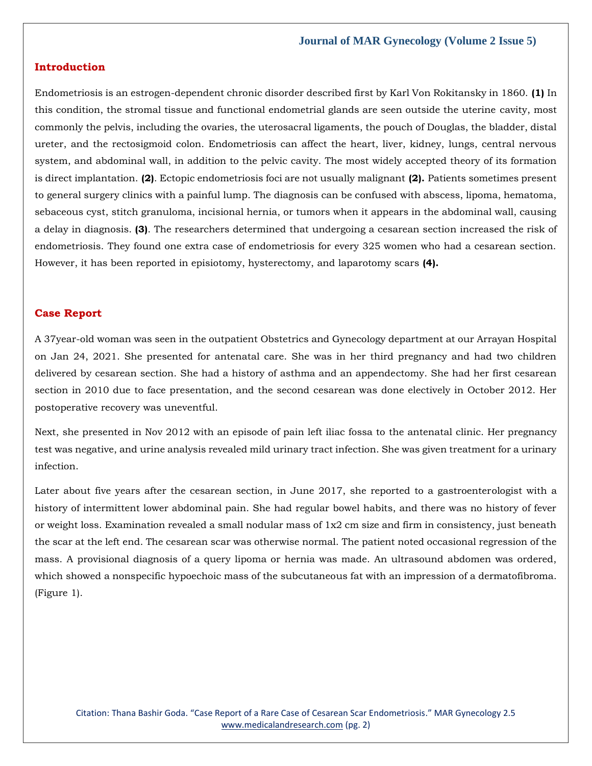## Introduction

Endometriosis is an estrogen-dependent chronic disorder described first by Karl Von Rokitansky in 1860. **(1)** In this condition, the stromal tissue and functional endometrial glands are seen outside the uterine cavity, most commonly the pelvis, including the ovaries, the uterosacral ligaments, the pouch of Douglas, the bladder, distal ureter, and the rectosigmoid colon. Endometriosis can affect the heart, liver, kidney, lungs, central nervous system, and abdominal wall, in addition to the pelvic cavity. The most widely accepted theory of its formation is direct implantation. **(2)**. Ectopic endometriosis foci are not usually malignant **(2).** Patients sometimes present to general surgery clinics with a painful lump. The diagnosis can be confused with abscess, lipoma, hematoma, sebaceous cyst, stitch granuloma, incisional hernia, or tumors when it appears in the abdominal wall, causing a delay in diagnosis. **(3)**. The researchers determined that undergoing a cesarean section increased the risk of endometriosis. They found one extra case of endometriosis for every 325 women who had a cesarean section. However, it has been reported in episiotomy, hysterectomy, and laparotomy scars **(4).**

## Case Report

A 37year-old woman was seen in the outpatient Obstetrics and Gynecology department at our Arrayan Hospital on Jan 24, 2021. She presented for antenatal care. She was in her third pregnancy and had two children delivered by cesarean section. She had a history of asthma and an appendectomy. She had her first cesarean section in 2010 due to face presentation, and the second cesarean was done electively in October 2012. Her postoperative recovery was uneventful.

Next, she presented in Nov 2012 with an episode of pain left iliac fossa to the antenatal clinic. Her pregnancy test was negative, and urine analysis revealed mild urinary tract infection. She was given treatment for a urinary infection.

Later about five years after the cesarean section, in June 2017, she reported to a gastroenterologist with a history of intermittent lower abdominal pain. She had regular bowel habits, and there was no history of fever or weight loss. Examination revealed a small nodular mass of 1x2 cm size and firm in consistency, just beneath the scar at the left end. The cesarean scar was otherwise normal. The patient noted occasional regression of the mass. A provisional diagnosis of a query lipoma or hernia was made. An ultrasound abdomen was ordered, which showed a nonspecific hypoechoic mass of the subcutaneous fat with an impression of a dermatofibroma. (Figure 1).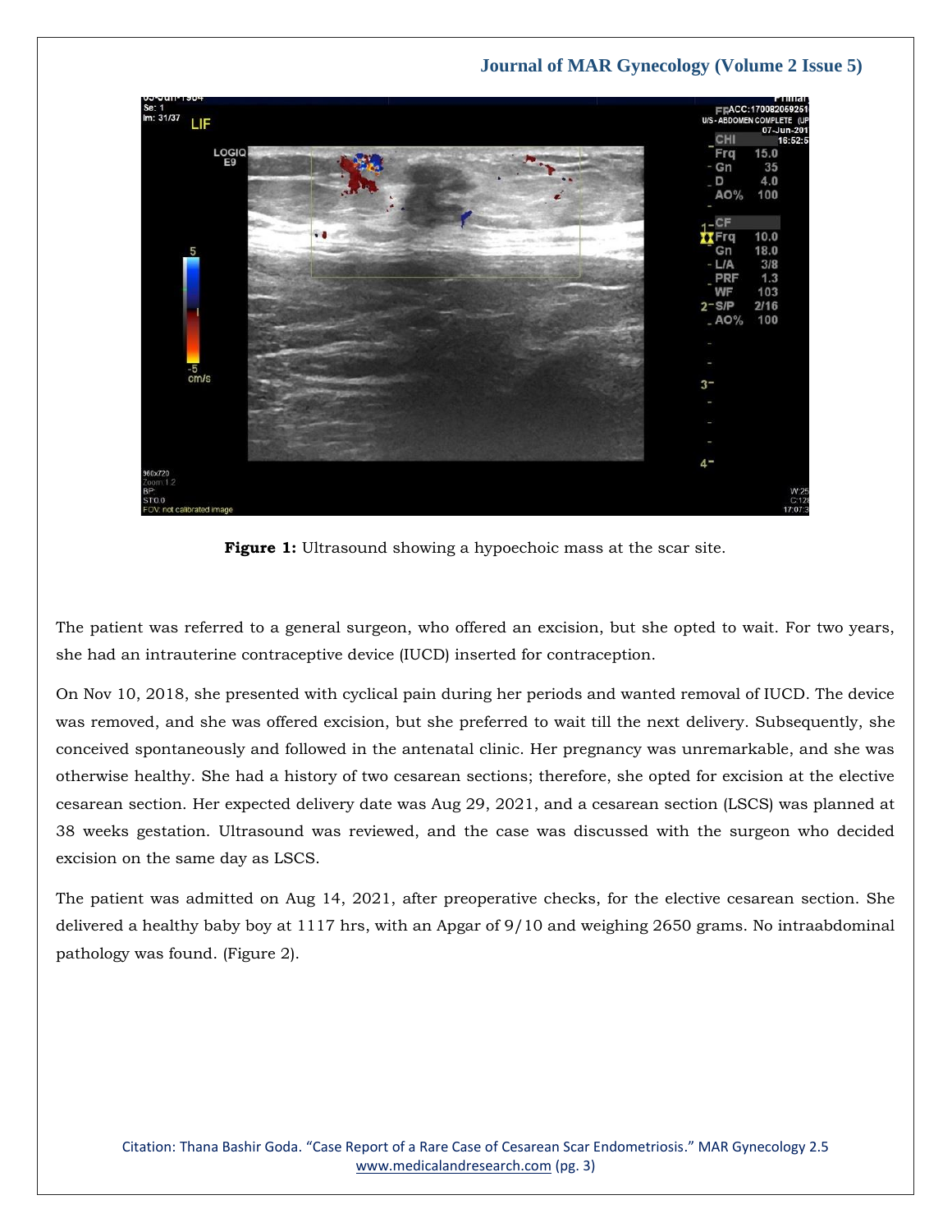**Figure 1:** Ultrasound showing a hypoechoic mass at the scar site.

The patient was referred to a general surgeon, who offered an excision, but she opted to wait. For two years, she had an intrauterine contraceptive device (IUCD) inserted for contraception.

On Nov 10, 2018, she presented with cyclical pain during her periods and wanted removal of IUCD. The device was removed, and she was offered excision, but she preferred to wait till the next delivery. Subsequently, she conceived spontaneously and followed in the antenatal clinic. Her pregnancy was unremarkable, and she was otherwise healthy. She had a history of two cesarean sections; therefore, she opted for excision at the elective cesarean section. Her expected delivery date was Aug 29, 2021, and a cesarean section (LSCS) was planned at 38 weeks gestation. Ultrasound was reviewed, and the case was discussed with the surgeon who decided excision on the same day as LSCS.

The patient was admitted on Aug 14, 2021, after preoperative checks, for the elective cesarean section. She delivered a healthy baby boy at 1117 hrs, with an Apgar of 9/10 and weighing 2650 grams. No intraabdominal pathology was found. (Figure 2).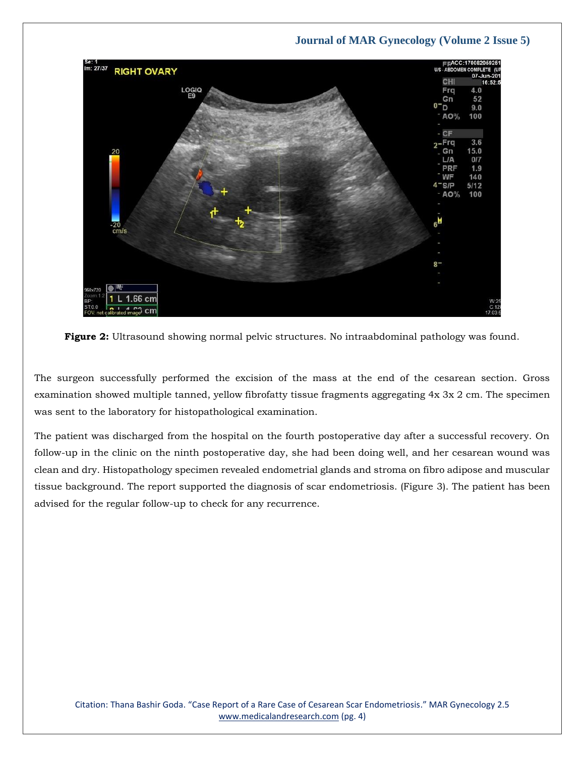**Figure 2:** Ultrasound showing normal pelvic structures. No intraabdominal pathology was found.

The surgeon successfully performed the excision of the mass at the end of the cesarean section. Gross examination showed multiple tanned, yellow fibrofatty tissue fragments aggregating 4x 3x 2 cm. The specimen was sent to the laboratory for histopathological examination.

The patient was discharged from the hospital on the fourth postoperative day after a successful recovery. On follow-up in the clinic on the ninth postoperative day, she had been doing well, and her cesarean wound was clean and dry. Histopathology specimen revealed endometrial glands and stroma on fibro adipose and muscular tissue background. The report supported the diagnosis of scar endometriosis. (Figure 3). The patient has been advised for the regular follow-up to check for any recurrence.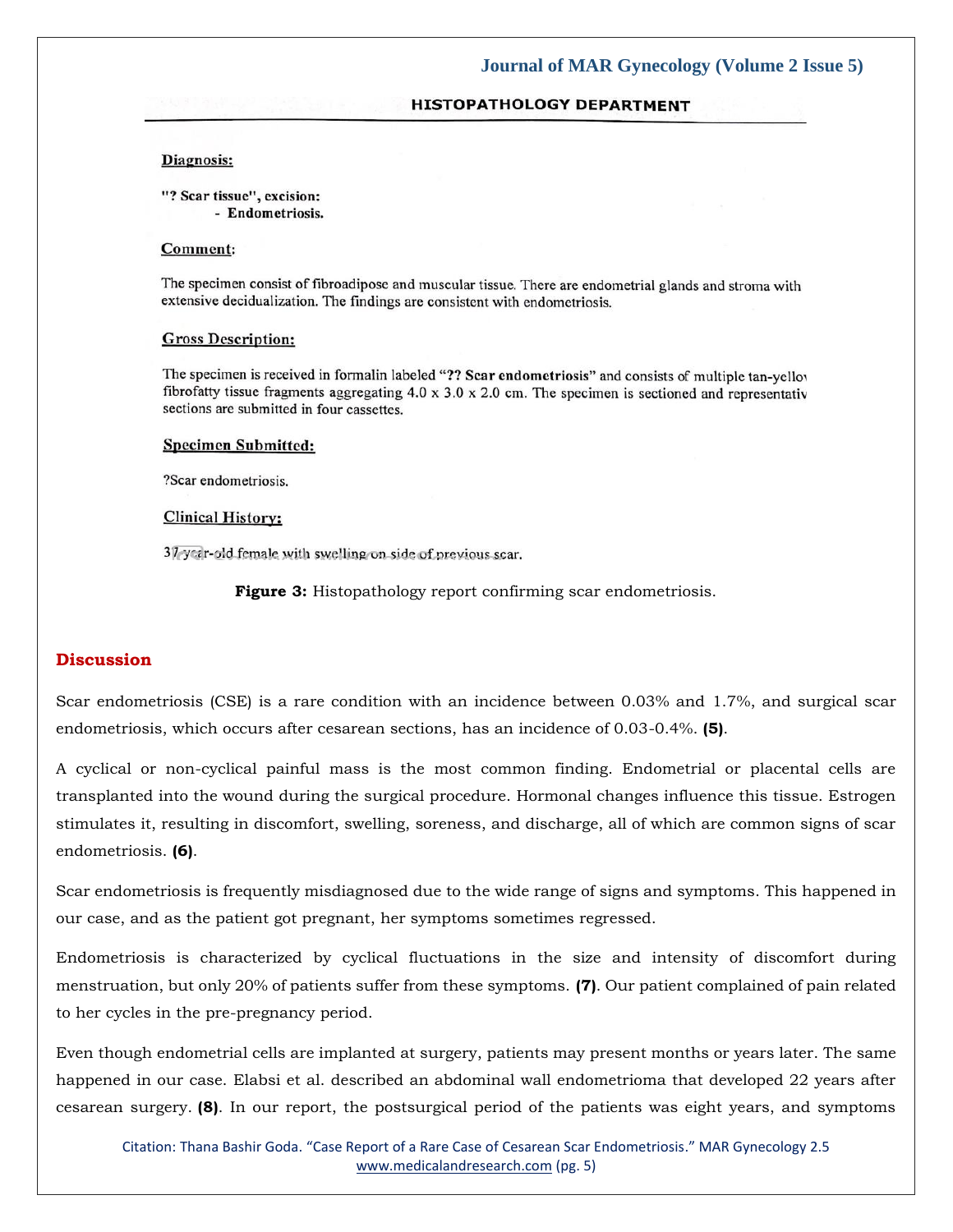**HISTOPATHOLOGY DEPARTMENT**

**Diagnosis:**

**"? Scar tissue", excision:**
- **Endometriosis.**

**Comment:**

The specimen consist of fibroadipose and muscular tissue. There are endometrial glands and stroma with extensive decidualization. The findings are consistent with endometriosis.

**Gross Description:**

The specimen is received in formalin labeled "**?? Scar endometriosis**" and consists of multiple tan-yellow fibrofatty tissue fragments aggregating 4.0 x 3.0 x 2.0 cm. The specimen is sectioned and representative sections are submitted in four cassettes.

**Specimen Submitted:**

?Scar endometriosis.

**Clinical History:**

37 year-old female with swelling on side of previous scar.

**Figure 3:** Histopathology report confirming scar endometriosis.

## Discussion

Scar endometriosis (CSE) is a rare condition with an incidence between 0.03% and 1.7%, and surgical scar endometriosis, which occurs after cesarean sections, has an incidence of 0.03-0.4%. **(5)**.

A cyclical or non-cyclical painful mass is the most common finding. Endometrial or placental cells are transplanted into the wound during the surgical procedure. Hormonal changes influence this tissue. Estrogen stimulates it, resulting in discomfort, swelling, soreness, and discharge, all of which are common signs of scar endometriosis. **(6)**.

Scar endometriosis is frequently misdiagnosed due to the wide range of signs and symptoms. This happened in our case, and as the patient got pregnant, her symptoms sometimes regressed.

Endometriosis is characterized by cyclical fluctuations in the size and intensity of discomfort during menstruation, but only 20% of patients suffer from these symptoms. **(7)**. Our patient complained of pain related to her cycles in the pre-pregnancy period.

Even though endometrial cells are implanted at surgery, patients may present months or years later. The same happened in our case. Elabsi et al. described an abdominal wall endometrioma that developed 22 years after cesarean surgery. **(8)**. In our report, the postsurgical period of the patients was eight years, and symptoms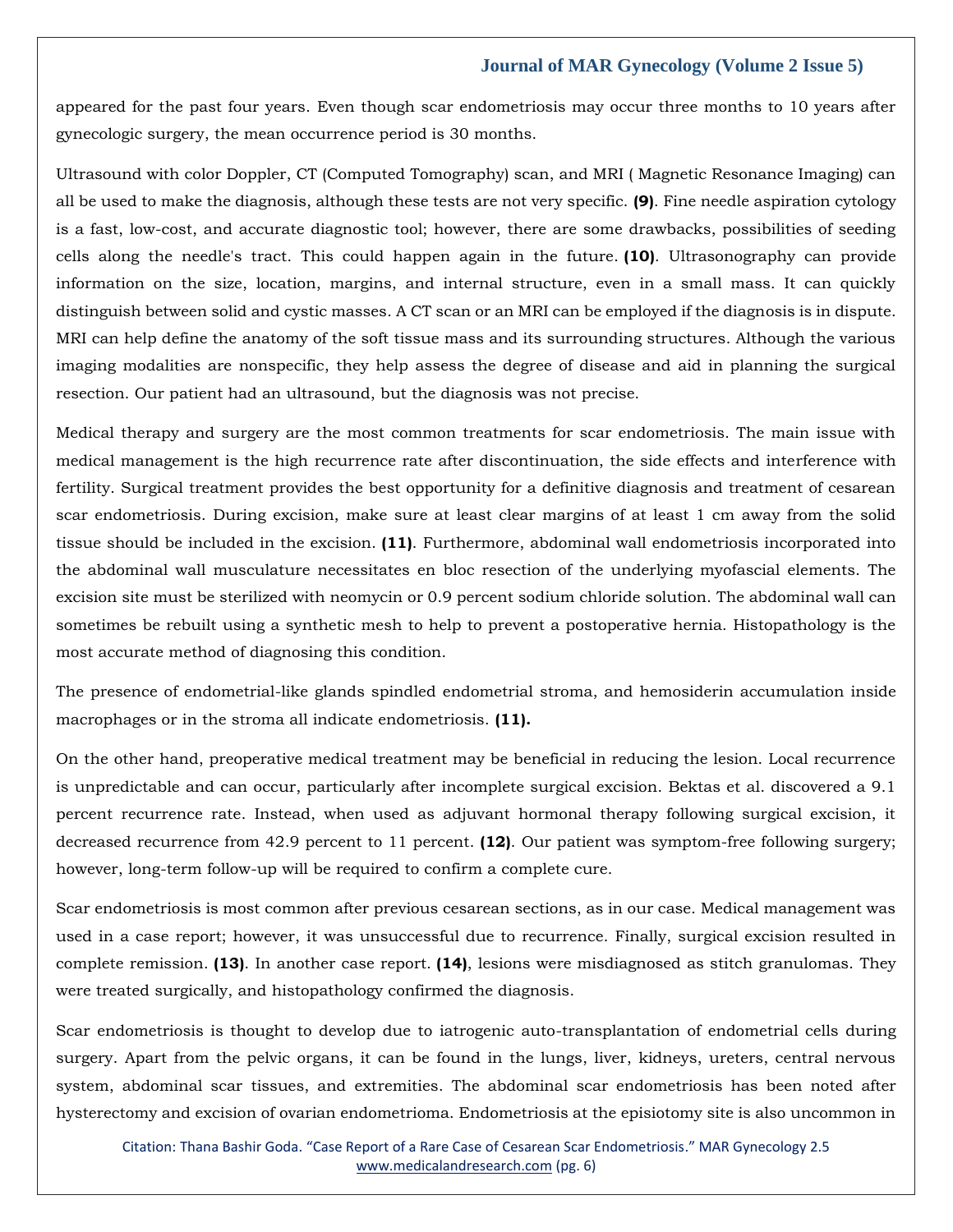appeared for the past four years. Even though scar endometriosis may occur three months to 10 years after gynecologic surgery, the mean occurrence period is 30 months.

Ultrasound with color Doppler, CT (Computed Tomography) scan, and MRI ( Magnetic Resonance Imaging) can all be used to make the diagnosis, although these tests are not very specific. **(9)**. Fine needle aspiration cytology is a fast, low-cost, and accurate diagnostic tool; however, there are some drawbacks, possibilities of seeding cells along the needle's tract. This could happen again in the future. **(10)**. Ultrasonography can provide information on the size, location, margins, and internal structure, even in a small mass. It can quickly distinguish between solid and cystic masses. A CT scan or an MRI can be employed if the diagnosis is in dispute. MRI can help define the anatomy of the soft tissue mass and its surrounding structures. Although the various imaging modalities are nonspecific, they help assess the degree of disease and aid in planning the surgical resection. Our patient had an ultrasound, but the diagnosis was not precise.

Medical therapy and surgery are the most common treatments for scar endometriosis. The main issue with medical management is the high recurrence rate after discontinuation, the side effects and interference with fertility. Surgical treatment provides the best opportunity for a definitive diagnosis and treatment of cesarean scar endometriosis. During excision, make sure at least clear margins of at least 1 cm away from the solid tissue should be included in the excision. **(11)**. Furthermore, abdominal wall endometriosis incorporated into the abdominal wall musculature necessitates en bloc resection of the underlying myofascial elements. The excision site must be sterilized with neomycin or 0.9 percent sodium chloride solution. The abdominal wall can sometimes be rebuilt using a synthetic mesh to help to prevent a postoperative hernia. Histopathology is the most accurate method of diagnosing this condition.

The presence of endometrial-like glands spindled endometrial stroma, and hemosiderin accumulation inside macrophages or in the stroma all indicate endometriosis. **(11).**

On the other hand, preoperative medical treatment may be beneficial in reducing the lesion. Local recurrence is unpredictable and can occur, particularly after incomplete surgical excision. Bektas et al. discovered a 9.1 percent recurrence rate. Instead, when used as adjuvant hormonal therapy following surgical excision, it decreased recurrence from 42.9 percent to 11 percent. **(12)**. Our patient was symptom-free following surgery; however, long-term follow-up will be required to confirm a complete cure.

Scar endometriosis is most common after previous cesarean sections, as in our case. Medical management was used in a case report; however, it was unsuccessful due to recurrence. Finally, surgical excision resulted in complete remission. **(13)**. In another case report. **(14)**, lesions were misdiagnosed as stitch granulomas. They were treated surgically, and histopathology confirmed the diagnosis.

Scar endometriosis is thought to develop due to iatrogenic auto-transplantation of endometrial cells during surgery. Apart from the pelvic organs, it can be found in the lungs, liver, kidneys, ureters, central nervous system, abdominal scar tissues, and extremities. The abdominal scar endometriosis has been noted after hysterectomy and excision of ovarian endometrioma. Endometriosis at the episiotomy site is also uncommon in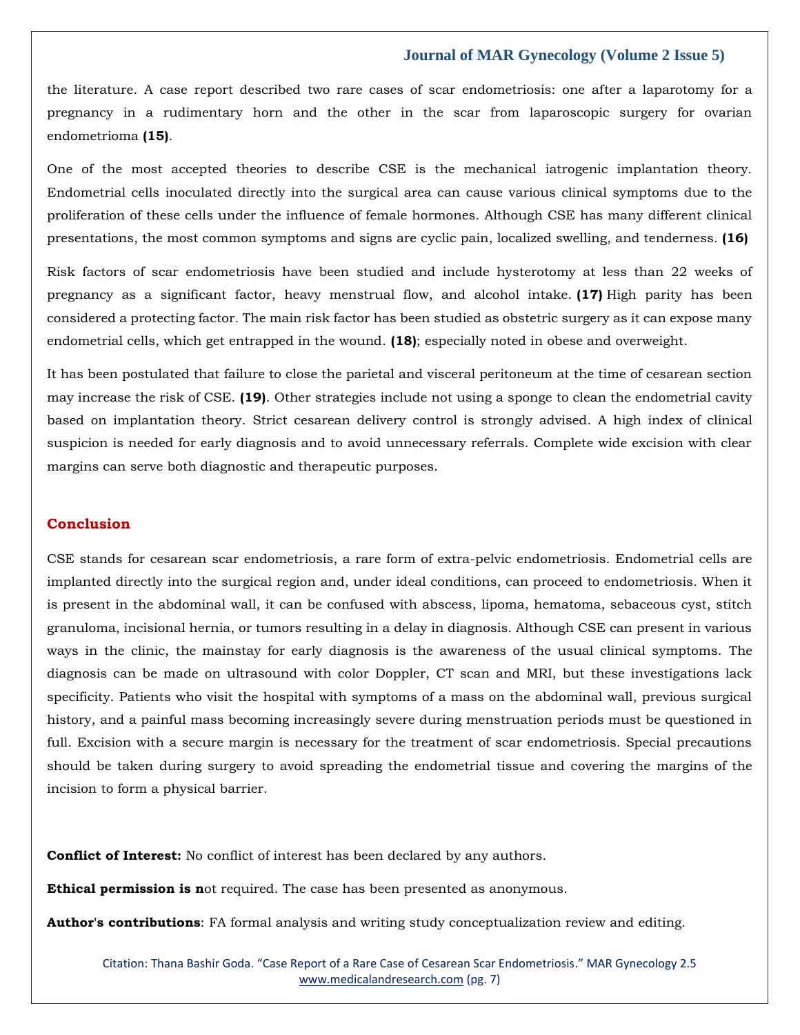the literature. A case report described two rare cases of scar endometriosis: one after a laparotomy for a pregnancy in a rudimentary horn and the other in the scar from laparoscopic surgery for ovarian endometrioma **(15)**.

One of the most accepted theories to describe CSE is the mechanical iatrogenic implantation theory. Endometrial cells inoculated directly into the surgical area can cause various clinical symptoms due to the proliferation of these cells under the influence of female hormones. Although CSE has many different clinical presentations, the most common symptoms and signs are cyclic pain, localized swelling, and tenderness. **(16)**

Risk factors of scar endometriosis have been studied and include hysterotomy at less than 22 weeks of pregnancy as a significant factor, heavy menstrual flow, and alcohol intake. **(17)** High parity has been considered a protecting factor. The main risk factor has been studied as obstetric surgery as it can expose many endometrial cells, which get entrapped in the wound. **(18)**; especially noted in obese and overweight.

It has been postulated that failure to close the parietal and visceral peritoneum at the time of cesarean section may increase the risk of CSE. **(19)**. Other strategies include not using a sponge to clean the endometrial cavity based on implantation theory. Strict cesarean delivery control is strongly advised. A high index of clinical suspicion is needed for early diagnosis and to avoid unnecessary referrals. Complete wide excision with clear margins can serve both diagnostic and therapeutic purposes.

## Conclusion

CSE stands for cesarean scar endometriosis, a rare form of extra-pelvic endometriosis. Endometrial cells are implanted directly into the surgical region and, under ideal conditions, can proceed to endometriosis. When it is present in the abdominal wall, it can be confused with abscess, lipoma, hematoma, sebaceous cyst, stitch granuloma, incisional hernia, or tumors resulting in a delay in diagnosis. Although CSE can present in various ways in the clinic, the mainstay for early diagnosis is the awareness of the usual clinical symptoms. The diagnosis can be made on ultrasound with color Doppler, CT scan and MRI, but these investigations lack specificity. Patients who visit the hospital with symptoms of a mass on the abdominal wall, previous surgical history, and a painful mass becoming increasingly severe during menstruation periods must be questioned in full. Excision with a secure margin is necessary for the treatment of scar endometriosis. Special precautions should be taken during surgery to avoid spreading the endometrial tissue and covering the margins of the incision to form a physical barrier.

**Conflict of Interest:** No conflict of interest has been declared by any authors.

**Ethical permission is n**ot required. The case has been presented as anonymous.

**Author's contributions**: FA formal analysis and writing study conceptualization review and editing.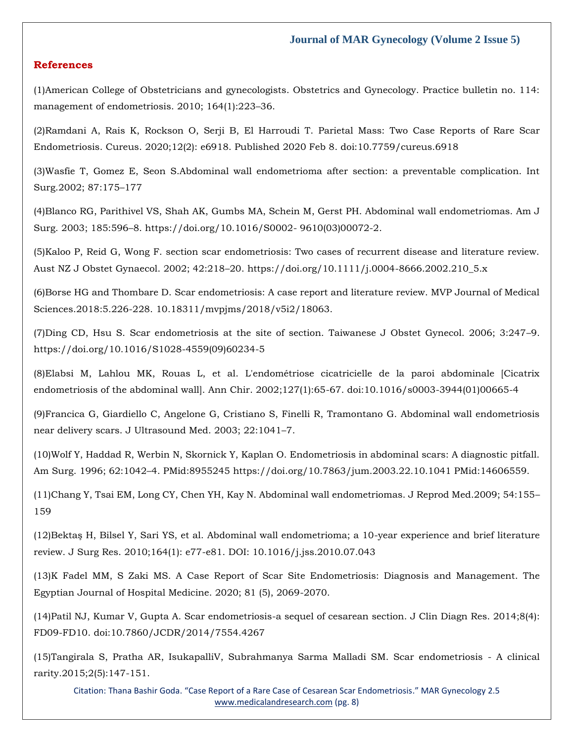## References

(1)American College of Obstetricians and gynecologists. Obstetrics and Gynecology. Practice bulletin no. 114: management of endometriosis. 2010; 164(1):223–36.

(2)Ramdani A, Rais K, Rockson O, Serji B, El Harroudi T. Parietal Mass: Two Case Reports of Rare Scar Endometriosis. Cureus. 2020;12(2): e6918. Published 2020 Feb 8. doi:10.7759/cureus.6918

(3)Wasfie T, Gomez E, Seon S.Abdominal wall endometrioma after section: a preventable complication. Int Surg.2002; 87:175–177

(4)Blanco RG, Parithivel VS, Shah AK, Gumbs MA, Schein M, Gerst PH. Abdominal wall endometriomas. Am J Surg. 2003; 185:596–8. https://doi.org/10.1016/S0002- 9610(03)00072-2.

(5)Kaloo P, Reid G, Wong F. section scar endometriosis: Two cases of recurrent disease and literature review. Aust NZ J Obstet Gynaecol. 2002; 42:218–20. https://doi.org/10.1111/j.0004-8666.2002.210_5.x

(6)Borse HG and Thombare D. Scar endometriosis: A case report and literature review. MVP Journal of Medical Sciences.2018:5.226-228. 10.18311/mvpjms/2018/v5i2/18063.

(7)Ding CD, Hsu S. Scar endometriosis at the site of section. Taiwanese J Obstet Gynecol. 2006; 3:247–9. https://doi.org/10.1016/S1028-4559(09)60234-5

(8)Elabsi M, Lahlou MK, Rouas L, et al. L'endométriose cicatricielle de la paroi abdominale [Cicatrix endometriosis of the abdominal wall]. Ann Chir. 2002;127(1):65-67. doi:10.1016/s0003-3944(01)00665-4

(9)Francica G, Giardiello C, Angelone G, Cristiano S, Finelli R, Tramontano G. Abdominal wall endometriosis near delivery scars. J Ultrasound Med. 2003; 22:1041–7.

(10)Wolf Y, Haddad R, Werbin N, Skornick Y, Kaplan O. Endometriosis in abdominal scars: A diagnostic pitfall. Am Surg. 1996; 62:1042–4. PMid:8955245 https://doi.org/10.7863/jum.2003.22.10.1041 PMid:14606559.

(11)Chang Y, Tsai EM, Long CY, Chen YH, Kay N. Abdominal wall endometriomas. J Reprod Med.2009; 54:155–159

(12)Bektaş H, Bilsel Y, Sari YS, et al. Abdominal wall endometrioma; a 10-year experience and brief literature review. J Surg Res. 2010;164(1): e77-e81. DOI: 10.1016/j.jss.2010.07.043

(13)K Fadel MM, S Zaki MS. A Case Report of Scar Site Endometriosis: Diagnosis and Management. The Egyptian Journal of Hospital Medicine. 2020; 81 (5), 2069-2070.

(14)Patil NJ, Kumar V, Gupta A. Scar endometriosis-a sequel of cesarean section. J Clin Diagn Res. 2014;8(4): FD09-FD10. doi:10.7860/JCDR/2014/7554.4267

(15)Tangirala S, Pratha AR, IsukapalliV, Subrahmanya Sarma Malladi SM. Scar endometriosis - A clinical rarity.2015;2(5):147-151.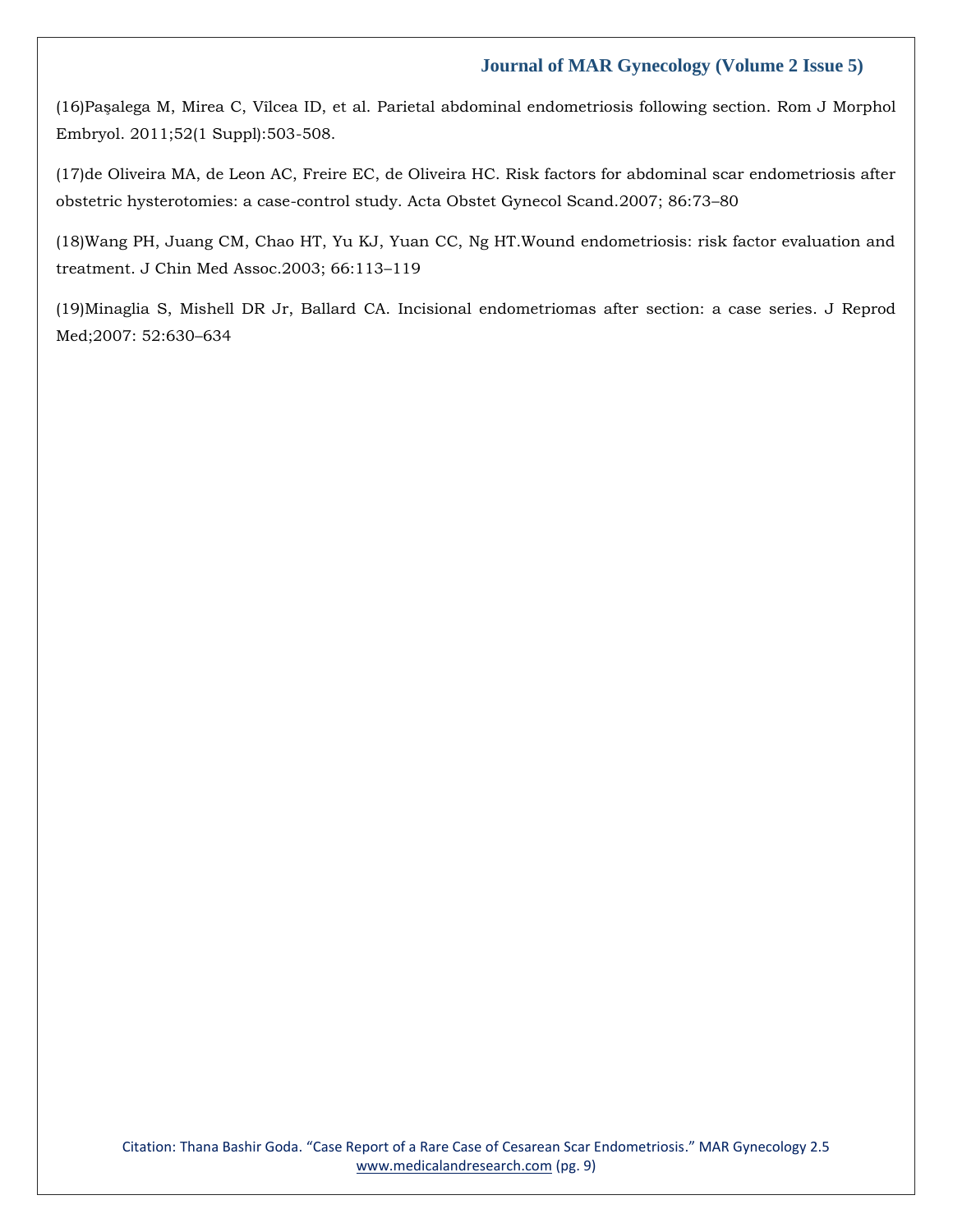(16)Paşalega M, Mirea C, Vîlcea ID, et al. Parietal abdominal endometriosis following section. Rom J Morphol Embryol. 2011;52(1 Suppl):503-508.

(17)de Oliveira MA, de Leon AC, Freire EC, de Oliveira HC. Risk factors for abdominal scar endometriosis after obstetric hysterotomies: a case-control study. Acta Obstet Gynecol Scand.2007; 86:73–80

(18)Wang PH, Juang CM, Chao HT, Yu KJ, Yuan CC, Ng HT.Wound endometriosis: risk factor evaluation and treatment. J Chin Med Assoc.2003; 66:113–119

(19)Minaglia S, Mishell DR Jr, Ballard CA. Incisional endometriomas after section: a case series. J Reprod Med;2007: 52:630–634